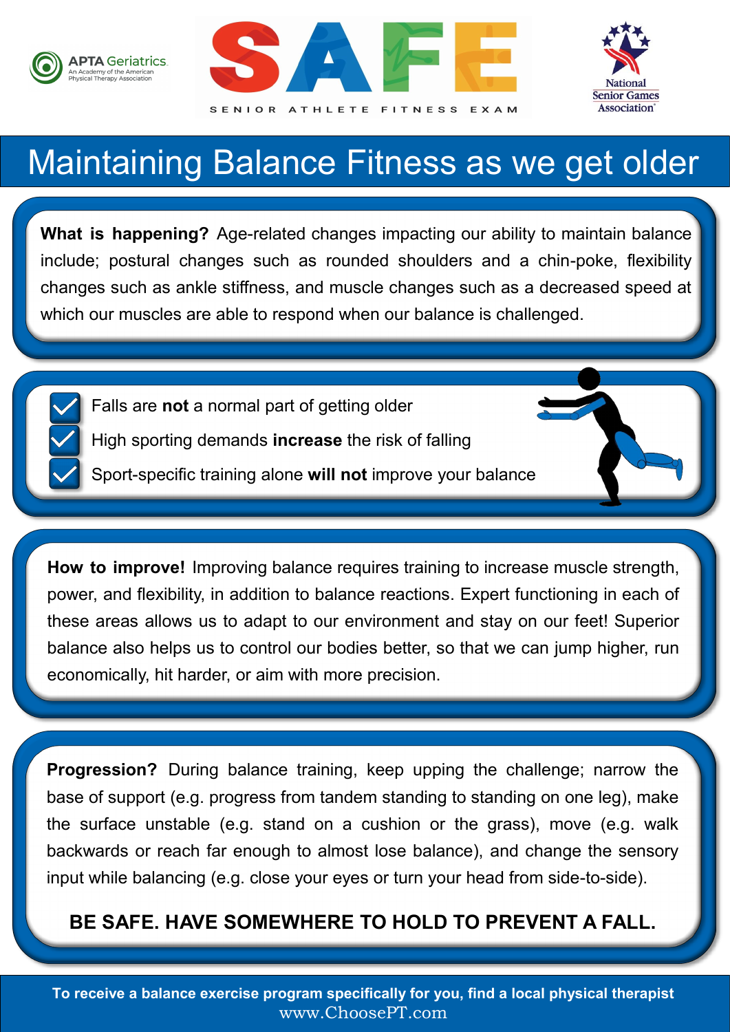APTA Geriatrics
An Academy of the American Physical Therapy Association

SAFE
SENIOR ATHLETE FITNESS EXAM

National Senior Games Association

# Maintaining Balance Fitness as we get older

**What is happening?** Age-related changes impacting our ability to maintain balance include; postural changes such as rounded shoulders and a chin-poke, flexibility changes such as ankle stiffness, and muscle changes such as a decreased speed at which our muscles are able to respond when our balance is challenged.

- ☑ Falls are **not** a normal part of getting older
- ☑ High sporting demands **increase** the risk of falling
- ☑ Sport-specific training alone **will not** improve your balance

**How to improve!** Improving balance requires training to increase muscle strength, power, and flexibility, in addition to balance reactions. Expert functioning in each of these areas allows us to adapt to our environment and stay on our feet! Superior balance also helps us to control our bodies better, so that we can jump higher, run economically, hit harder, or aim with more precision.

**Progression?** During balance training, keep upping the challenge; narrow the base of support (e.g. progress from tandem standing to standing on one leg), make the surface unstable (e.g. stand on a cushion or the grass), move (e.g. walk backwards or reach far enough to almost lose balance), and change the sensory input while balancing (e.g. close your eyes or turn your head from side-to-side).

**BE SAFE. HAVE SOMEWHERE TO HOLD TO PREVENT A FALL.**

**To receive a balance exercise program specifically for you, find a local physical therapist**
www.ChoosePT.com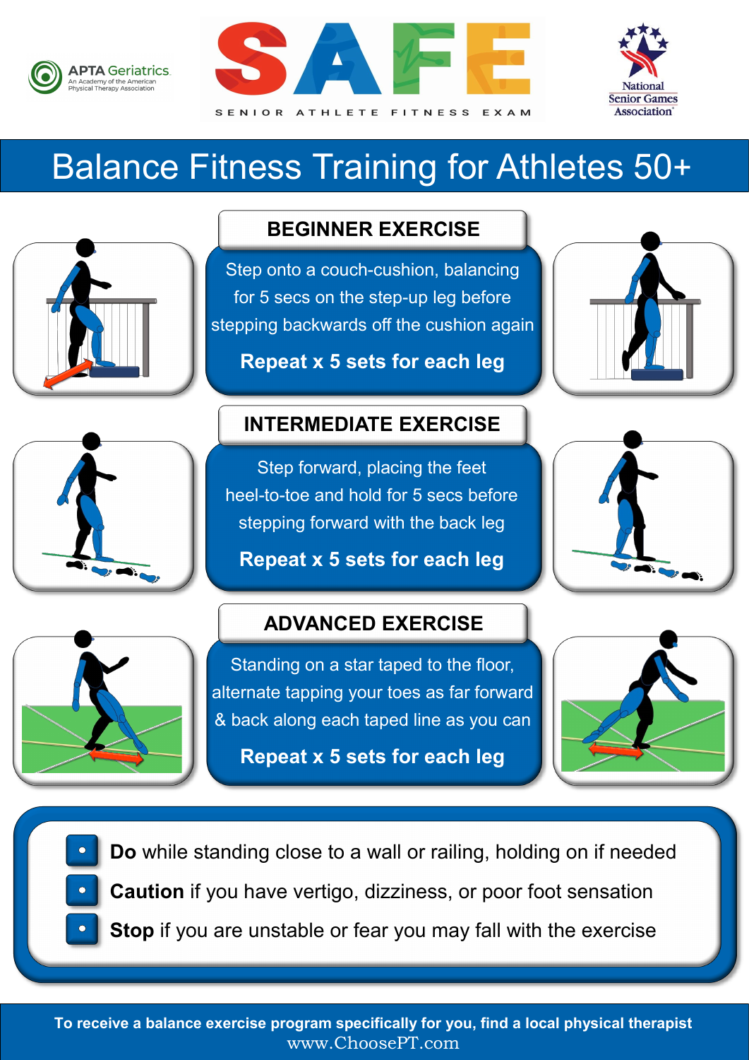APTA Geriatrics
An Academy of the American Physical Therapy Association

SAFE
SENIOR ATHLETE FITNESS EXAM

National Senior Games Association

# Balance Fitness Training for Athletes 50+

## BEGINNER EXERCISE

Step onto a couch-cushion, balancing for 5 secs on the step-up leg before stepping backwards off the cushion again

**Repeat x 5 sets for each leg**

## INTERMEDIATE EXERCISE

Step forward, placing the feet heel-to-toe and hold for 5 secs before stepping forward with the back leg

**Repeat x 5 sets for each leg**

## ADVANCED EXERCISE

Standing on a star taped to the floor, alternate tapping your toes as far forward & back along each taped line as you can

**Repeat x 5 sets for each leg**

- **Do** while standing close to a wall or railing, holding on if needed
- **Caution** if you have vertigo, dizziness, or poor foot sensation
- **Stop** if you are unstable or fear you may fall with the exercise

**To receive a balance exercise program specifically for you, find a local physical therapist**
www.ChoosePT.com